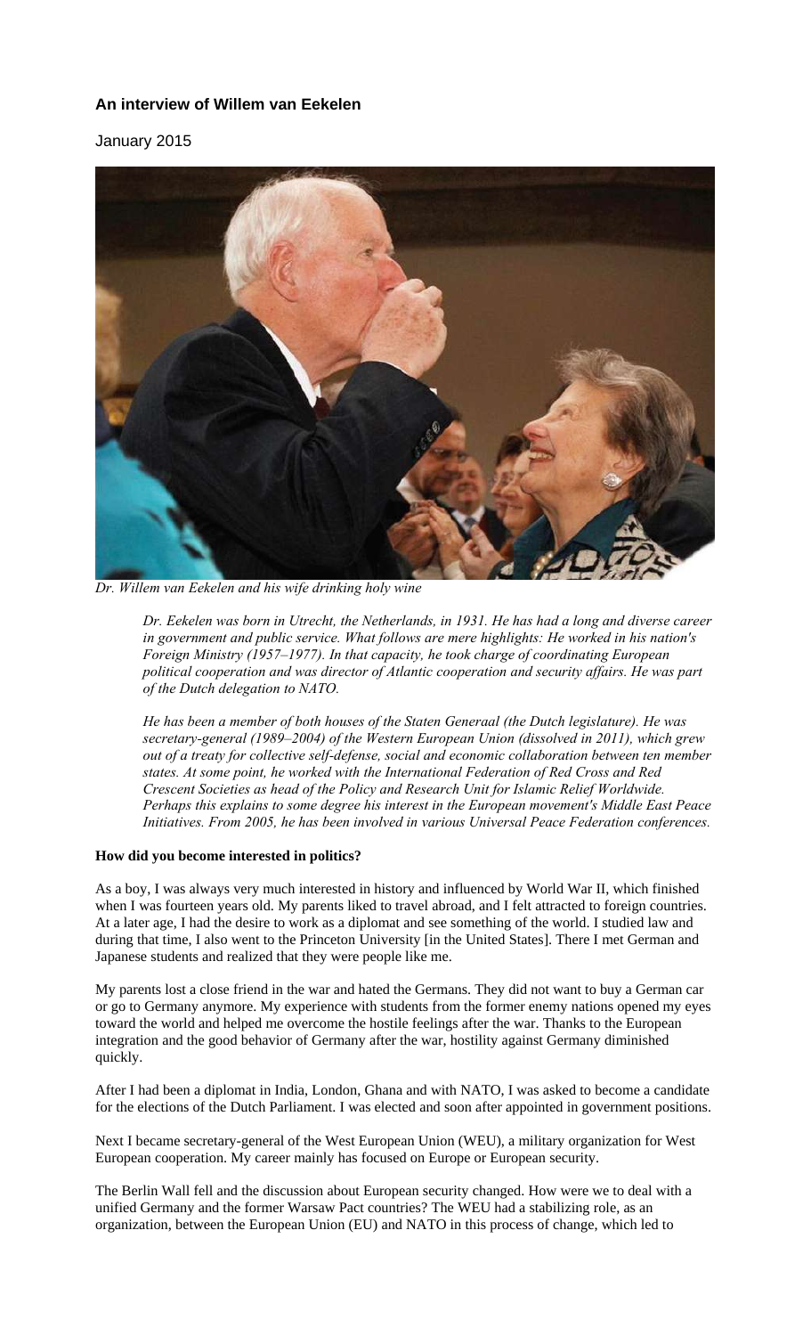**An interview of Willem van Eekelen**

January 2015

*Dr. Willem van Eekelen and his wife drinking holy wine*

> *Dr. Eekelen was born in Utrecht, the Netherlands, in 1931. He has had a long and diverse career in government and public service. What follows are mere highlights: He worked in his nation's Foreign Ministry (1957–1977). In that capacity, he took charge of coordinating European political cooperation and was director of Atlantic cooperation and security affairs. He was part of the Dutch delegation to NATO.*
>
> *He has been a member of both houses of the Staten Generaal (the Dutch legislature). He was secretary-general (1989–2004) of the Western European Union (dissolved in 2011), which grew out of a treaty for collective self-defense, social and economic collaboration between ten member states. At some point, he worked with the International Federation of Red Cross and Red Crescent Societies as head of the Policy and Research Unit for Islamic Relief Worldwide. Perhaps this explains to some degree his interest in the European movement's Middle East Peace Initiatives. From 2005, he has been involved in various Universal Peace Federation conferences.*

**How did you become interested in politics?**

As a boy, I was always very much interested in history and influenced by World War II, which finished when I was fourteen years old. My parents liked to travel abroad, and I felt attracted to foreign countries. At a later age, I had the desire to work as a diplomat and see something of the world. I studied law and during that time, I also went to the Princeton University [in the United States]. There I met German and Japanese students and realized that they were people like me.

My parents lost a close friend in the war and hated the Germans. They did not want to buy a German car or go to Germany anymore. My experience with students from the former enemy nations opened my eyes toward the world and helped me overcome the hostile feelings after the war. Thanks to the European integration and the good behavior of Germany after the war, hostility against Germany diminished quickly.

After I had been a diplomat in India, London, Ghana and with NATO, I was asked to become a candidate for the elections of the Dutch Parliament. I was elected and soon after appointed in government positions.

Next I became secretary-general of the West European Union (WEU), a military organization for West European cooperation. My career mainly has focused on Europe or European security.

The Berlin Wall fell and the discussion about European security changed. How were we to deal with a unified Germany and the former Warsaw Pact countries? The WEU had a stabilizing role, as an organization, between the European Union (EU) and NATO in this process of change, which led to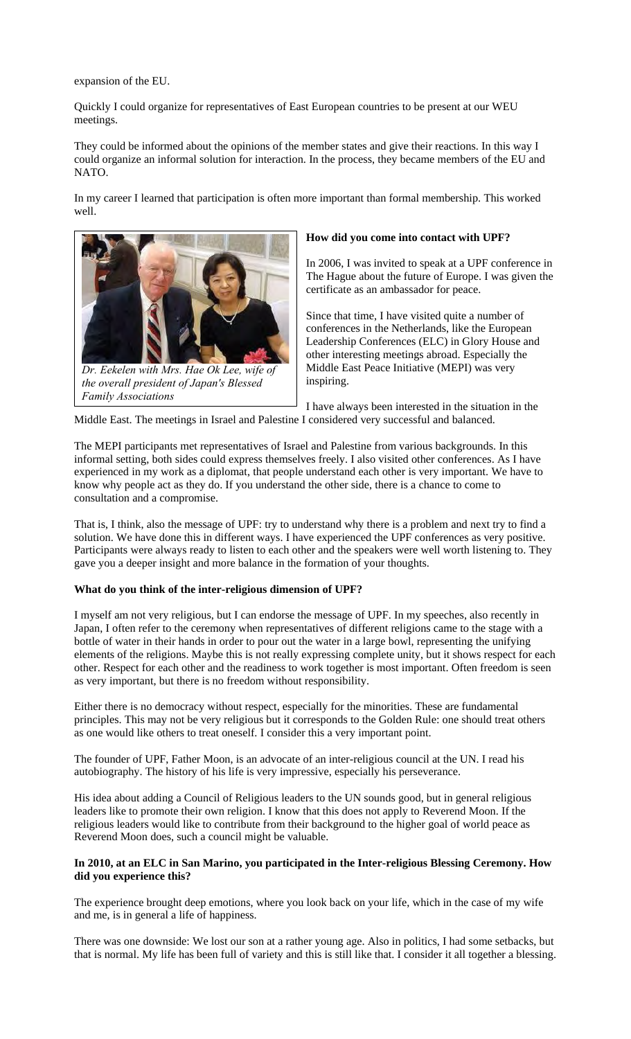expansion of the EU.

Quickly I could organize for representatives of East European countries to be present at our WEU meetings.

They could be informed about the opinions of the member states and give their reactions. In this way I could organize an informal solution for interaction. In the process, they became members of the EU and NATO.

In my career I learned that participation is often more important than formal membership. This worked well.

*Dr. Eekelen with Mrs. Hae Ok Lee, wife of the overall president of Japan's Blessed Family Associations*

**How did you come into contact with UPF?**

In 2006, I was invited to speak at a UPF conference in The Hague about the future of Europe. I was given the certificate as an ambassador for peace.

Since that time, I have visited quite a number of conferences in the Netherlands, like the European Leadership Conferences (ELC) in Glory House and other interesting meetings abroad. Especially the Middle East Peace Initiative (MEPI) was very inspiring.

I have always been interested in the situation in the Middle East. The meetings in Israel and Palestine I considered very successful and balanced.

The MEPI participants met representatives of Israel and Palestine from various backgrounds. In this informal setting, both sides could express themselves freely. I also visited other conferences. As I have experienced in my work as a diplomat, that people understand each other is very important. We have to know why people act as they do. If you understand the other side, there is a chance to come to consultation and a compromise.

That is, I think, also the message of UPF: try to understand why there is a problem and next try to find a solution. We have done this in different ways. I have experienced the UPF conferences as very positive. Participants were always ready to listen to each other and the speakers were well worth listening to. They gave you a deeper insight and more balance in the formation of your thoughts.

**What do you think of the inter-religious dimension of UPF?**

I myself am not very religious, but I can endorse the message of UPF. In my speeches, also recently in Japan, I often refer to the ceremony when representatives of different religions came to the stage with a bottle of water in their hands in order to pour out the water in a large bowl, representing the unifying elements of the religions. Maybe this is not really expressing complete unity, but it shows respect for each other. Respect for each other and the readiness to work together is most important. Often freedom is seen as very important, but there is no freedom without responsibility.

Either there is no democracy without respect, especially for the minorities. These are fundamental principles. This may not be very religious but it corresponds to the Golden Rule: one should treat others as one would like others to treat oneself. I consider this a very important point.

The founder of UPF, Father Moon, is an advocate of an inter-religious council at the UN. I read his autobiography. The history of his life is very impressive, especially his perseverance.

His idea about adding a Council of Religious leaders to the UN sounds good, but in general religious leaders like to promote their own religion. I know that this does not apply to Reverend Moon. If the religious leaders would like to contribute from their background to the higher goal of world peace as Reverend Moon does, such a council might be valuable.

**In 2010, at an ELC in San Marino, you participated in the Inter-religious Blessing Ceremony. How did you experience this?**

The experience brought deep emotions, where you look back on your life, which in the case of my wife and me, is in general a life of happiness.

There was one downside: We lost our son at a rather young age. Also in politics, I had some setbacks, but that is normal. My life has been full of variety and this is still like that. I consider it all together a blessing.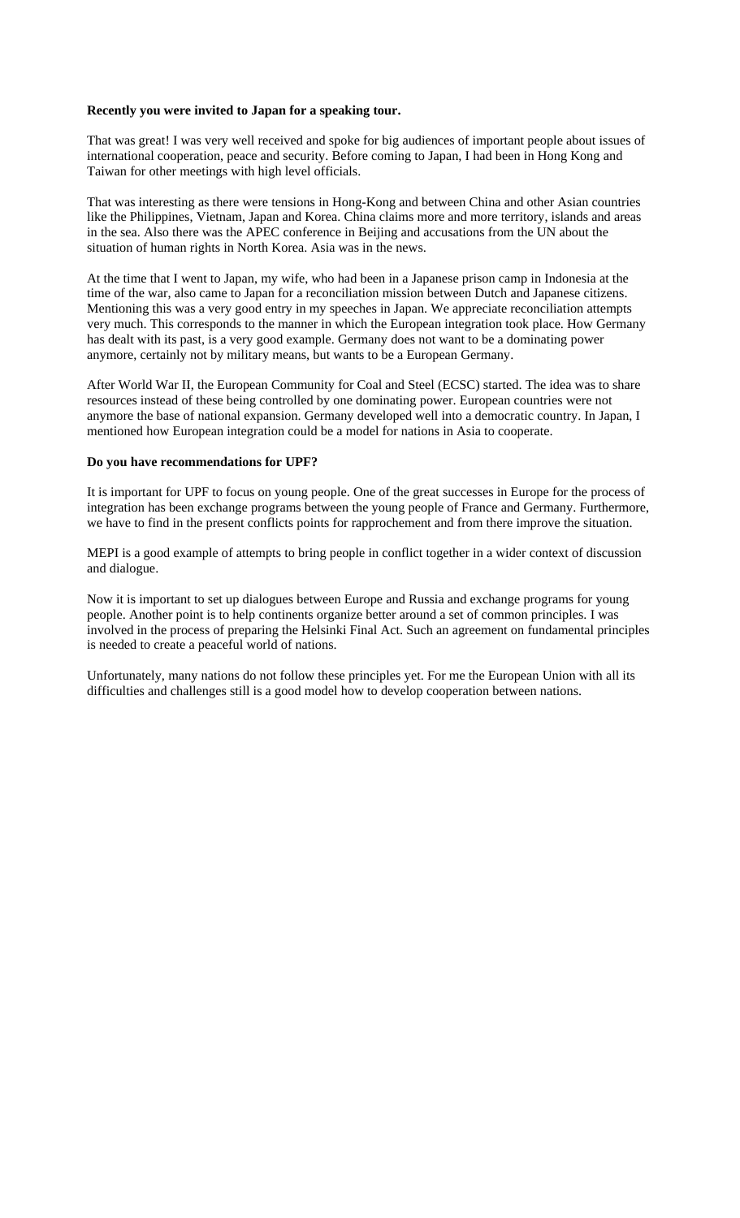**Recently you were invited to Japan for a speaking tour.**

That was great! I was very well received and spoke for big audiences of important people about issues of international cooperation, peace and security. Before coming to Japan, I had been in Hong Kong and Taiwan for other meetings with high level officials.

That was interesting as there were tensions in Hong-Kong and between China and other Asian countries like the Philippines, Vietnam, Japan and Korea. China claims more and more territory, islands and areas in the sea. Also there was the APEC conference in Beijing and accusations from the UN about the situation of human rights in North Korea. Asia was in the news.

At the time that I went to Japan, my wife, who had been in a Japanese prison camp in Indonesia at the time of the war, also came to Japan for a reconciliation mission between Dutch and Japanese citizens. Mentioning this was a very good entry in my speeches in Japan. We appreciate reconciliation attempts very much. This corresponds to the manner in which the European integration took place. How Germany has dealt with its past, is a very good example. Germany does not want to be a dominating power anymore, certainly not by military means, but wants to be a European Germany.

After World War II, the European Community for Coal and Steel (ECSC) started. The idea was to share resources instead of these being controlled by one dominating power. European countries were not anymore the base of national expansion. Germany developed well into a democratic country. In Japan, I mentioned how European integration could be a model for nations in Asia to cooperate.

**Do you have recommendations for UPF?**

It is important for UPF to focus on young people. One of the great successes in Europe for the process of integration has been exchange programs between the young people of France and Germany. Furthermore, we have to find in the present conflicts points for rapprochement and from there improve the situation.

MEPI is a good example of attempts to bring people in conflict together in a wider context of discussion and dialogue.

Now it is important to set up dialogues between Europe and Russia and exchange programs for young people. Another point is to help continents organize better around a set of common principles. I was involved in the process of preparing the Helsinki Final Act. Such an agreement on fundamental principles is needed to create a peaceful world of nations.

Unfortunately, many nations do not follow these principles yet. For me the European Union with all its difficulties and challenges still is a good model how to develop cooperation between nations.